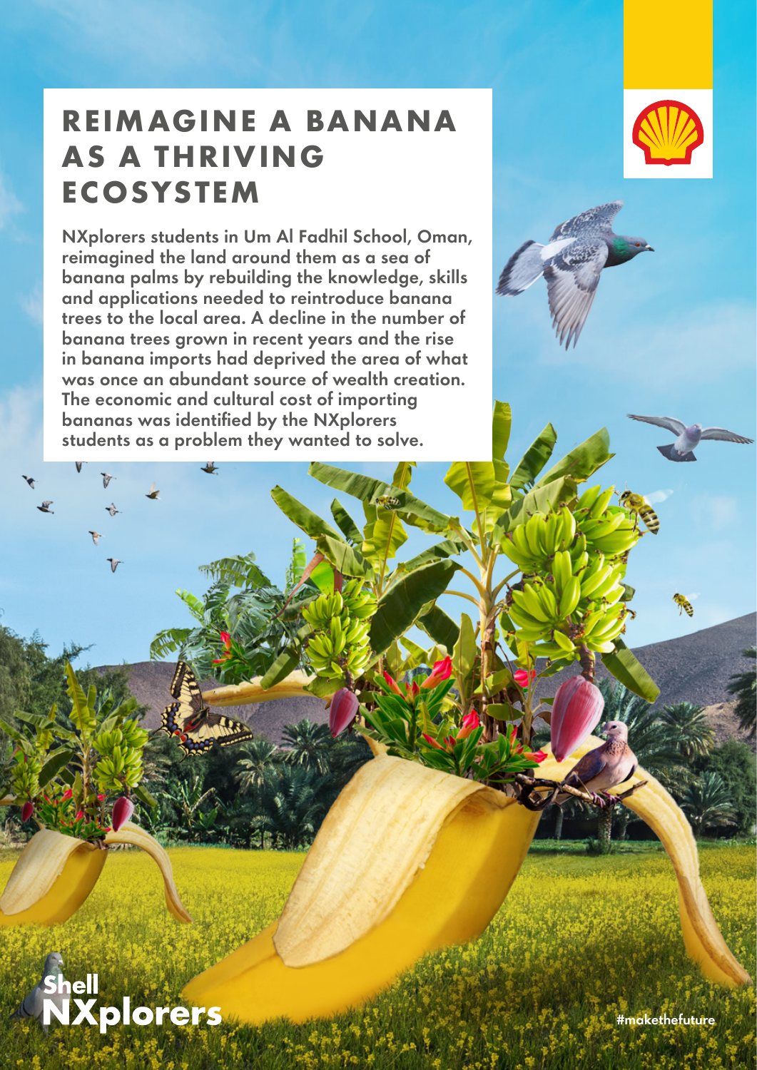# REIMAGINE A BANANA AS A THRIVING ECOSYSTEM

NXplorers students in Um Al Fadhil School, Oman, reimagined the land around them as a sea of banana palms by rebuilding the knowledge, skills and applications needed to reintroduce banana trees to the local area. A decline in the number of banana trees grown in recent years and the rise in banana imports had deprived the area of what was once an abundant source of wealth creation. The economic and cultural cost of importing bananas was identified by the NXplorers students as a problem they wanted to solve.

Shell NXplorers

#makethefuture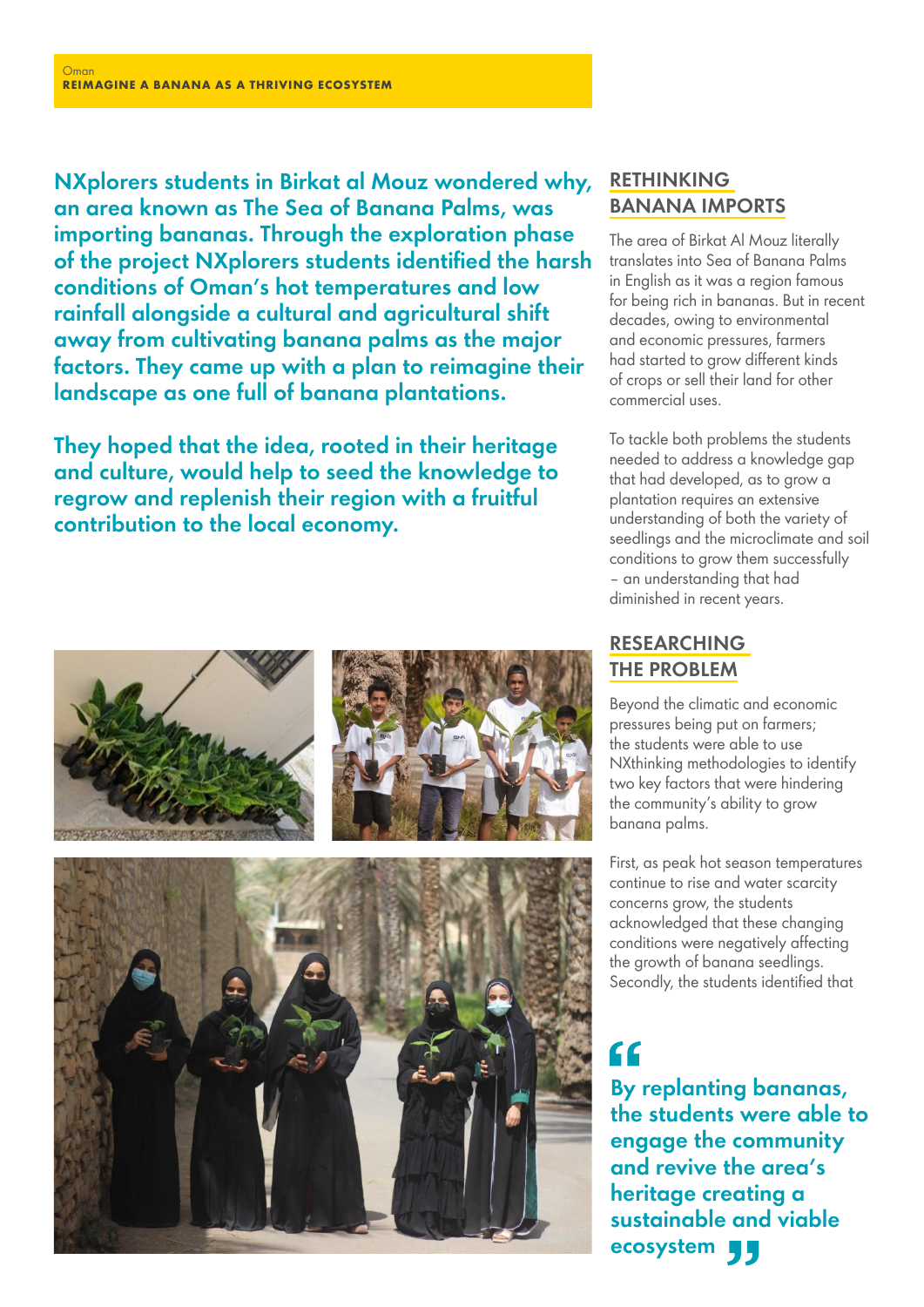Oman
**REIMAGINE A BANANA AS A THRIVING ECOSYSTEM**

**NXplorers students in Birkat al Mouz wondered why, an area known as The Sea of Banana Palms, was importing bananas. Through the exploration phase of the project NXplorers students identified the harsh conditions of Oman's hot temperatures and low rainfall alongside a cultural and agricultural shift away from cultivating banana palms as the major factors. They came up with a plan to reimagine their landscape as one full of banana plantations.**

**They hoped that the idea, rooted in their heritage and culture, would help to seed the knowledge to regrow and replenish their region with a fruitful contribution to the local economy.**

## RETHINKING BANANA IMPORTS

The area of Birkat Al Mouz literally translates into Sea of Banana Palms in English as it was a region famous for being rich in bananas. But in recent decades, owing to environmental and economic pressures, farmers had started to grow different kinds of crops or sell their land for other commercial uses.

To tackle both problems the students needed to address a knowledge gap that had developed, as to grow a plantation requires an extensive understanding of both the variety of seedlings and the microclimate and soil conditions to grow them successfully – an understanding that had diminished in recent years.

## RESEARCHING THE PROBLEM

Beyond the climatic and economic pressures being put on farmers; the students were able to use NXthinking methodologies to identify two key factors that were hindering the community's ability to grow banana palms.

First, as peak hot season temperatures continue to rise and water scarcity concerns grow, the students acknowledged that these changing conditions were negatively affecting the growth of banana seedlings. Secondly, the students identified that

> **"By replanting bananas, the students were able to engage the community and revive the area's heritage creating a sustainable and viable ecosystem"**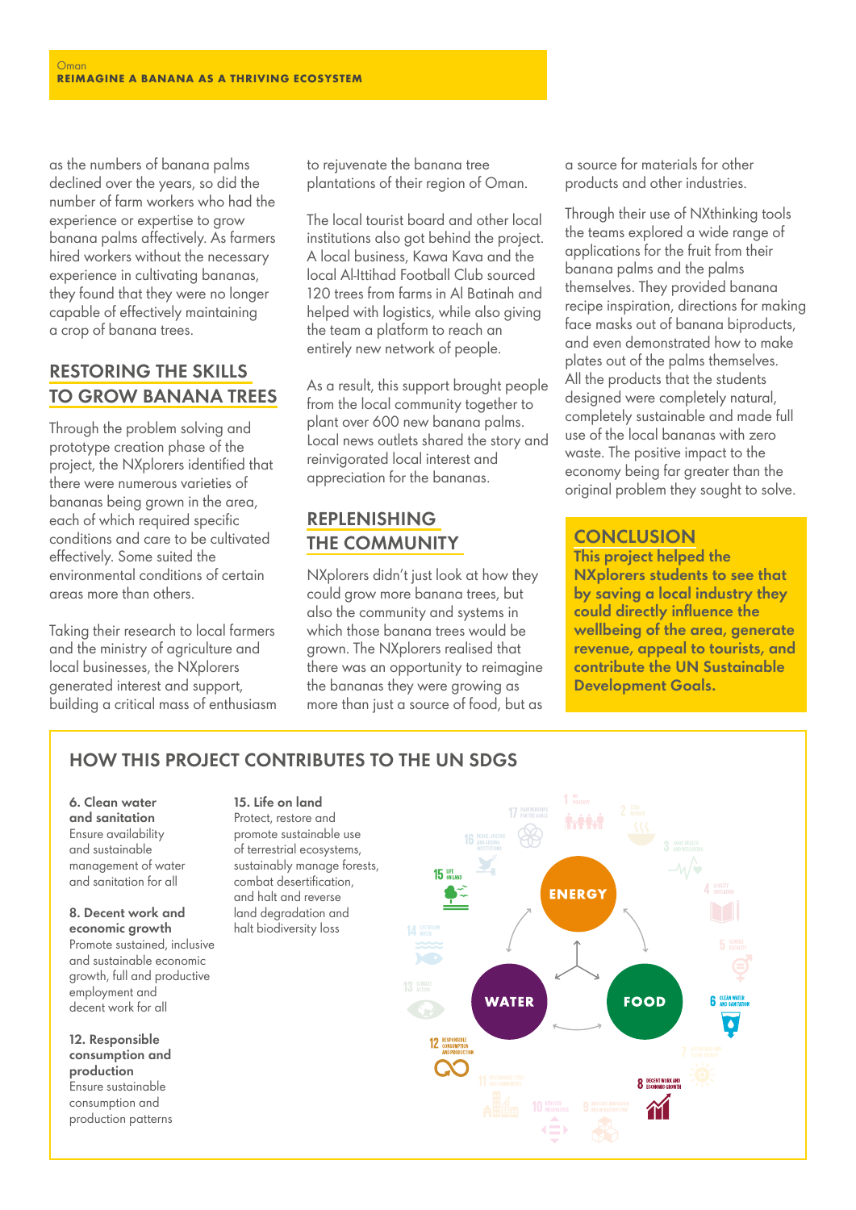as the numbers of banana palms declined over the years, so did the number of farm workers who had the experience or expertise to grow banana palms affectively. As farmers hired workers without the necessary experience in cultivating bananas, they found that they were no longer capable of effectively maintaining a crop of banana trees.

## RESTORING THE SKILLS TO GROW BANANA TREES

Through the problem solving and prototype creation phase of the project, the NXplorers identified that there were numerous varieties of bananas being grown in the area, each of which required specific conditions and care to be cultivated effectively. Some suited the environmental conditions of certain areas more than others.

Taking their research to local farmers and the ministry of agriculture and local businesses, the NXplorers generated interest and support, building a critical mass of enthusiasm to rejuvenate the banana tree plantations of their region of Oman.

The local tourist board and other local institutions also got behind the project. A local business, Kawa Kava and the local Al-Ittihad Football Club sourced 120 trees from farms in Al Batinah and helped with logistics, while also giving the team a platform to reach an entirely new network of people.

As a result, this support brought people from the local community together to plant over 600 new banana palms. Local news outlets shared the story and reinvigorated local interest and appreciation for the bananas.

## REPLENISHING THE COMMUNITY

NXplorers didn't just look at how they could grow more banana trees, but also the community and systems in which those banana trees would be grown. The NXplorers realised that there was an opportunity to reimagine the bananas they were growing as more than just a source of food, but as a source for materials for other products and other industries.

Through their use of NXthinking tools the teams explored a wide range of applications for the fruit from their banana palms and the palms themselves. They provided banana recipe inspiration, directions for making face masks out of banana biproducts, and even demonstrated how to make plates out of the palms themselves. All the products that the students designed were completely natural, completely sustainable and made full use of the local bananas with zero waste. The positive impact to the economy being far greater than the original problem they sought to solve.

## CONCLUSION

**This project helped the NXplorers students to see that by saving a local industry they could directly influence the wellbeing of the area, generate revenue, appeal to tourists, and contribute the UN Sustainable Development Goals.**

## HOW THIS PROJECT CONTRIBUTES TO THE UN SDGS

**6. Clean water and sanitation**
Ensure availability and sustainable management of water and sanitation for all

**8. Decent work and economic growth**
Promote sustained, inclusive and sustainable economic growth, full and productive employment and decent work for all

**12. Responsible consumption and production**
Ensure sustainable consumption and production patterns

**15. Life on land**
Protect, restore and promote sustainable use of terrestrial ecosystems, sustainably manage forests, combat desertification, and halt and reverse land degradation and halt biodiversity loss

ENERGY
WATER
FOOD